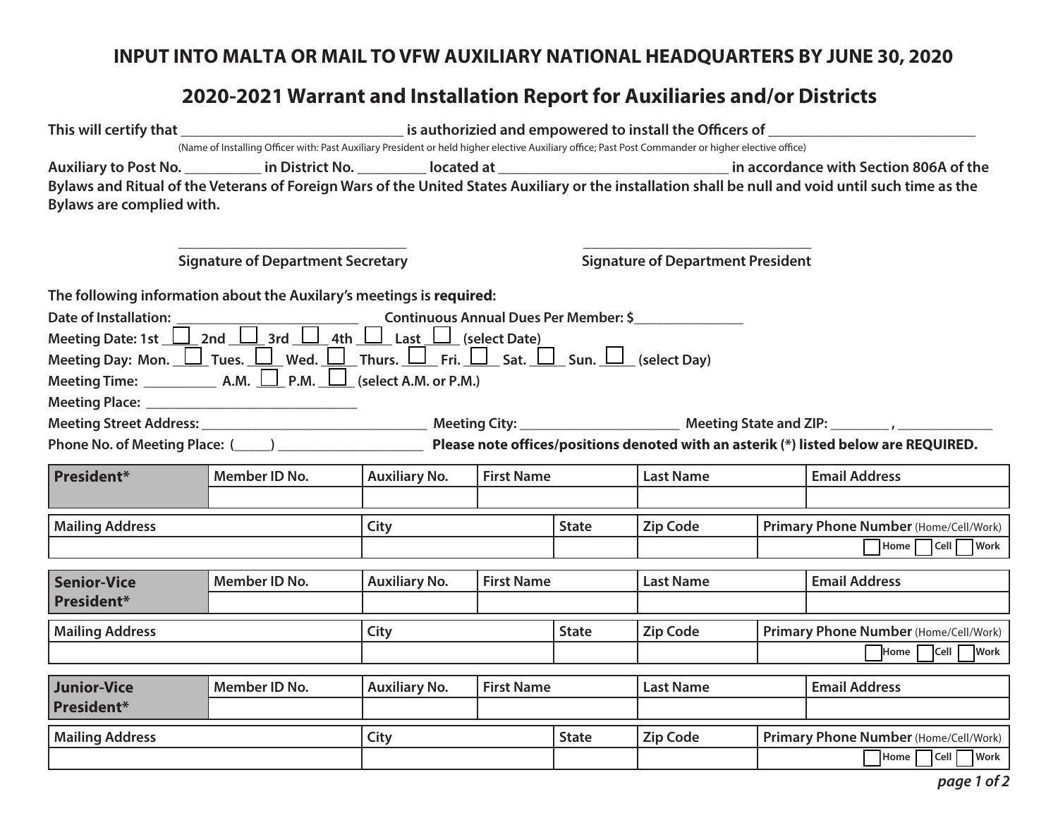**INPUT INTO MALTA OR MAIL TO VFW AUXILIARY NATIONAL HEADQUARTERS BY JUNE 30, 2020**

# 2020-2021 Warrant and Installation Report for Auxiliaries and/or Districts

**This will certify that ______________________________ is authorizied and empowered to install the Officers of ___________________________**

(Name of Installing Officer with: Past Auxiliary President or held higher elective Auxiliary office; Past Post Commander or higher elective office)

**Auxiliary to Post No. __________ in District No. _________ located at _______________________________ in accordance with Section 806A of the Bylaws and Ritual of the Veterans of Foreign Wars of the United States Auxiliary or the installation shall be null and void until such time as the Bylaws are complied with.**

_______________________________
**Signature of Department Secretary**

_______________________________
**Signature of Department President**

**The following information about the Auxilary's meetings is required:**

**Date of Installation:** ________________________ **Continuous Annual Dues Per Member: $**_______________

**Meeting Date: 1st** ☐ **2nd** ☐ **3rd** ☐ **4th** ☐ **Last** ☐ **(select Date)**

**Meeting Day: Mon.** ☐ **Tues.** ☐ **Wed.** ☐ **Thurs.** ☐ **Fri.** ☐ **Sat.** ☐ **Sun.** ☐ **(select Day)**

**Meeting Time:** __________ **A.M.** ☐ **P.M.** ☐ **(select A.M. or P.M.)**

**Meeting Place:** ______________________________

**Meeting Street Address:** _______________________________ **Meeting City:** _____________________ **Meeting State and ZIP:** ________ , _____________

**Phone No. of Meeting Place:** (_____) ____________________ **Please note offices/positions denoted with an asterik (*) listed below are REQUIRED.**

| **President*** | **Member ID No.** | **Auxiliary No.** | **First Name** | **Last Name** | **Email Address** |
|---|---|---|---|---|---|
| | | | | | |

| **Mailing Address** | **City** | **State** | **Zip Code** | **Primary Phone Number** (Home/Cell/Work) |
|---|---|---|---|---|
| | | | | ☐ Home ☐ Cell ☐ Work |

| **Senior-Vice President*** | **Member ID No.** | **Auxiliary No.** | **First Name** | **Last Name** | **Email Address** |
|---|---|---|---|---|---|
| | | | | | |

| **Mailing Address** | **City** | **State** | **Zip Code** | **Primary Phone Number** (Home/Cell/Work) |
|---|---|---|---|---|
| | | | | ☐ Home ☐ Cell ☐ Work |

| **Junior-Vice President*** | **Member ID No.** | **Auxiliary No.** | **First Name** | **Last Name** | **Email Address** |
|---|---|---|---|---|---|
| | | | | | |

| **Mailing Address** | **City** | **State** | **Zip Code** | **Primary Phone Number** (Home/Cell/Work) |
|---|---|---|---|---|
| | | | | ☐ Home ☐ Cell ☐ Work |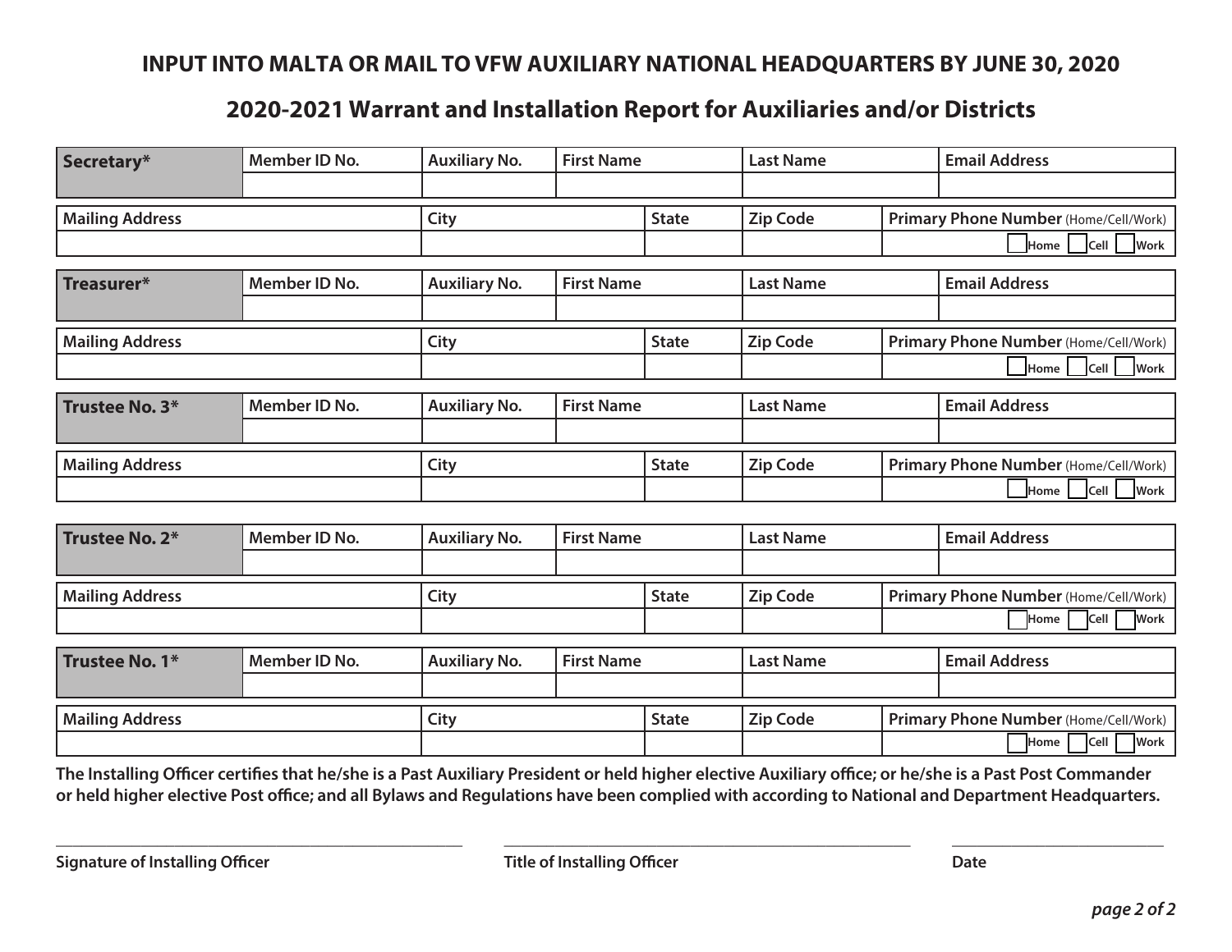**INPUT INTO MALTA OR MAIL TO VFW AUXILIARY NATIONAL HEADQUARTERS BY JUNE 30, 2020**

## 2020-2021 Warrant and Installation Report for Auxiliaries and/or Districts

| Secretary* | Member ID No. | Auxiliary No. | First Name | Last Name | Email Address |
|---|---|---|---|---|---|
| | | | | | |

| Mailing Address | City | State | Zip Code | Primary Phone Number (Home/Cell/Work) |
|---|---|---|---|---|
| | | | | ☐ Home ☐ Cell ☐ Work |

| Treasurer* | Member ID No. | Auxiliary No. | First Name | Last Name | Email Address |
|---|---|---|---|---|---|
| | | | | | |

| Mailing Address | City | State | Zip Code | Primary Phone Number (Home/Cell/Work) |
|---|---|---|---|---|
| | | | | ☐ Home ☐ Cell ☐ Work |

| Trustee No. 3* | Member ID No. | Auxiliary No. | First Name | Last Name | Email Address |
|---|---|---|---|---|---|
| | | | | | |

| Mailing Address | City | State | Zip Code | Primary Phone Number (Home/Cell/Work) |
|---|---|---|---|---|
| | | | | ☐ Home ☐ Cell ☐ Work |

| Trustee No. 2* | Member ID No. | Auxiliary No. | First Name | Last Name | Email Address |
|---|---|---|---|---|---|
| | | | | | |

| Mailing Address | City | State | Zip Code | Primary Phone Number (Home/Cell/Work) |
|---|---|---|---|---|
| | | | | ☐ Home ☐ Cell ☐ Work |

| Trustee No. 1* | Member ID No. | Auxiliary No. | First Name | Last Name | Email Address |
|---|---|---|---|---|---|
| | | | | | |

| Mailing Address | City | State | Zip Code | Primary Phone Number (Home/Cell/Work) |
|---|---|---|---|---|
| | | | | ☐ Home ☐ Cell ☐ Work |

**The Installing Officer certifies that he/she is a Past Auxiliary President or held higher elective Auxiliary office; or he/she is a Past Post Commander or held higher elective Post office; and all Bylaws and Regulations have been complied with according to National and Department Headquarters.**

_______________________________ Signature of Installing Officer

_______________________________ Title of Installing Officer

_______________________________ Date